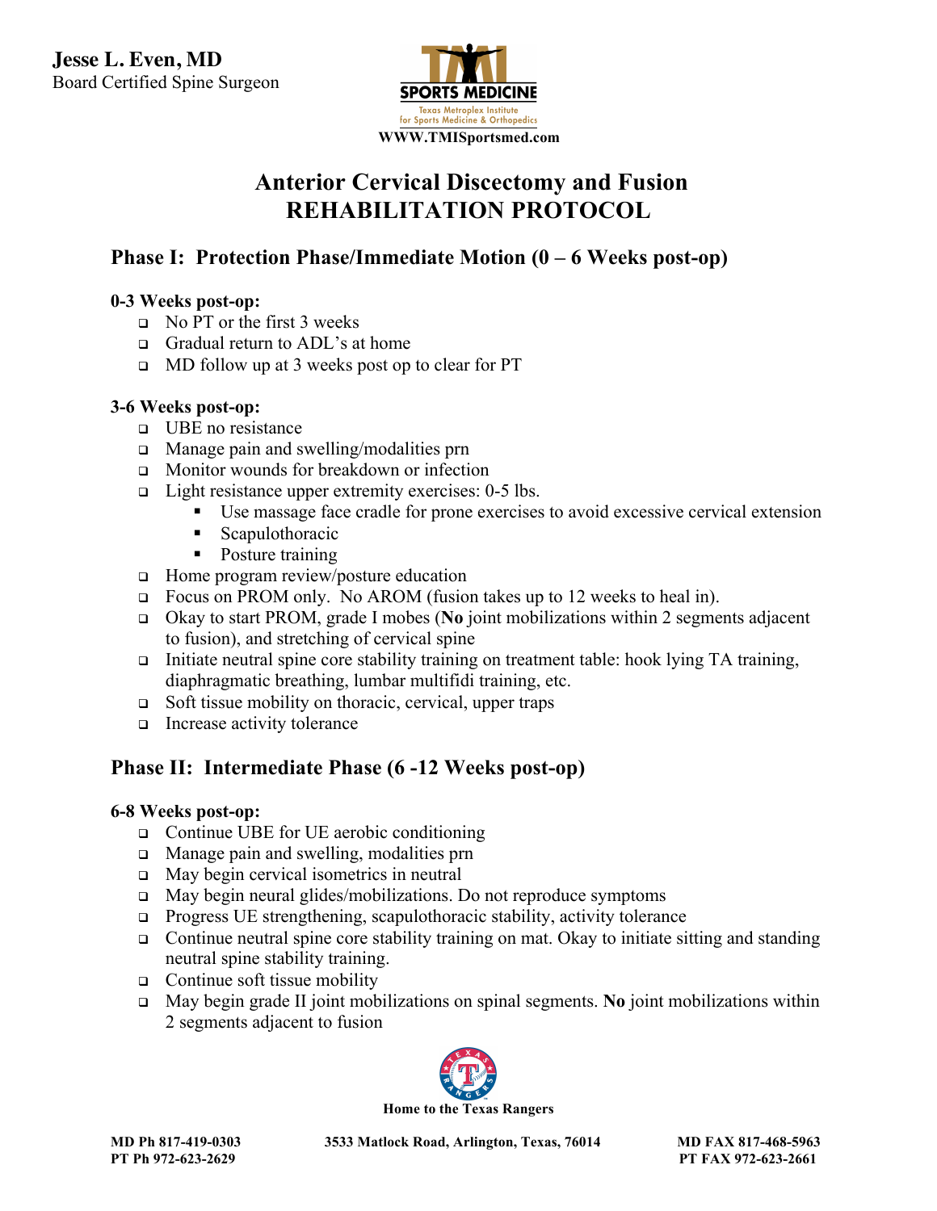**Jesse L. Even, MD**
Board Certified Spine Surgeon

TMI SPORTS MEDICINE
Texas Metroplex Institute for Sports Medicine & Orthopedics
WWW.TMISportsmed.com

# Anterior Cervical Discectomy and Fusion REHABILITATION PROTOCOL

## Phase I: Protection Phase/Immediate Motion (0 – 6 Weeks post-op)

**0-3 Weeks post-op:**

- No PT or the first 3 weeks
- Gradual return to ADL's at home
- MD follow up at 3 weeks post op to clear for PT

**3-6 Weeks post-op:**

- UBE no resistance
- Manage pain and swelling/modalities prn
- Monitor wounds for breakdown or infection
- Light resistance upper extremity exercises: 0-5 lbs.
    - Use massage face cradle for prone exercises to avoid excessive cervical extension
    - Scapulothoracic
    - Posture training
- Home program review/posture education
- Focus on PROM only. No AROM (fusion takes up to 12 weeks to heal in).
- Okay to start PROM, grade I mobes (**No** joint mobilizations within 2 segments adjacent to fusion), and stretching of cervical spine
- Initiate neutral spine core stability training on treatment table: hook lying TA training, diaphragmatic breathing, lumbar multifidi training, etc.
- Soft tissue mobility on thoracic, cervical, upper traps
- Increase activity tolerance

## Phase II: Intermediate Phase (6 -12 Weeks post-op)

**6-8 Weeks post-op:**

- Continue UBE for UE aerobic conditioning
- Manage pain and swelling, modalities prn
- May begin cervical isometrics in neutral
- May begin neural glides/mobilizations. Do not reproduce symptoms
- Progress UE strengthening, scapulothoracic stability, activity tolerance
- Continue neutral spine core stability training on mat. Okay to initiate sitting and standing neutral spine stability training.
- Continue soft tissue mobility
- May begin grade II joint mobilizations on spinal segments. **No** joint mobilizations within 2 segments adjacent to fusion

Home to the Texas Rangers

MD Ph 817-419-0303 | 3533 Matlock Road, Arlington, Texas, 76014 | MD FAX 817-468-5963
PT Ph 972-623-2629 | PT FAX 972-623-2661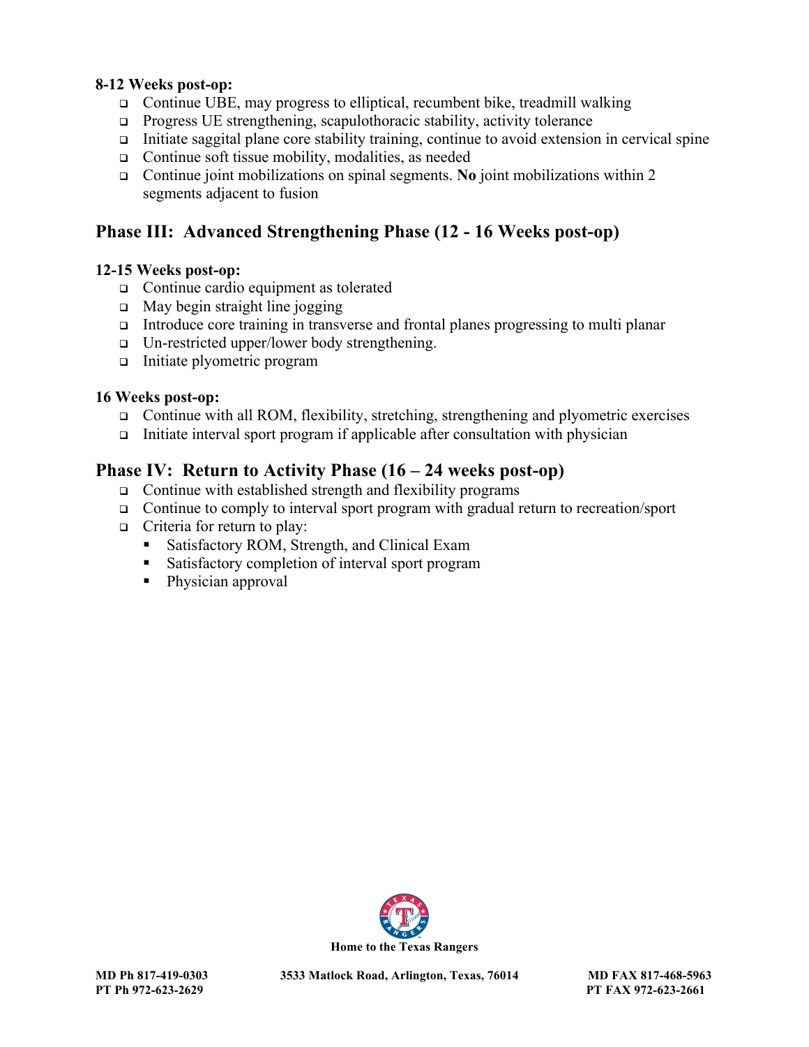**8-12 Weeks post-op:**

- Continue UBE, may progress to elliptical, recumbent bike, treadmill walking
- Progress UE strengthening, scapulothoracic stability, activity tolerance
- Initiate saggital plane core stability training, continue to avoid extension in cervical spine
- Continue soft tissue mobility, modalities, as needed
- Continue joint mobilizations on spinal segments. **No** joint mobilizations within 2 segments adjacent to fusion

## Phase III: Advanced Strengthening Phase (12 - 16 Weeks post-op)

**12-15 Weeks post-op:**

- Continue cardio equipment as tolerated
- May begin straight line jogging
- Introduce core training in transverse and frontal planes progressing to multi planar
- Un-restricted upper/lower body strengthening.
- Initiate plyometric program

**16 Weeks post-op:**

- Continue with all ROM, flexibility, stretching, strengthening and plyometric exercises
- Initiate interval sport program if applicable after consultation with physician

## Phase IV: Return to Activity Phase (16 – 24 weeks post-op)

- Continue with established strength and flexibility programs
- Continue to comply to interval sport program with gradual return to recreation/sport
- Criteria for return to play:
  - Satisfactory ROM, Strength, and Clinical Exam
  - Satisfactory completion of interval sport program
  - Physician approval

**Home to the Texas Rangers**

**MD Ph 817-419-0303** **3533 Matlock Road, Arlington, Texas, 76014** **MD FAX 817-468-5963**
**PT Ph 972-623-2629** **PT FAX 972-623-2661**